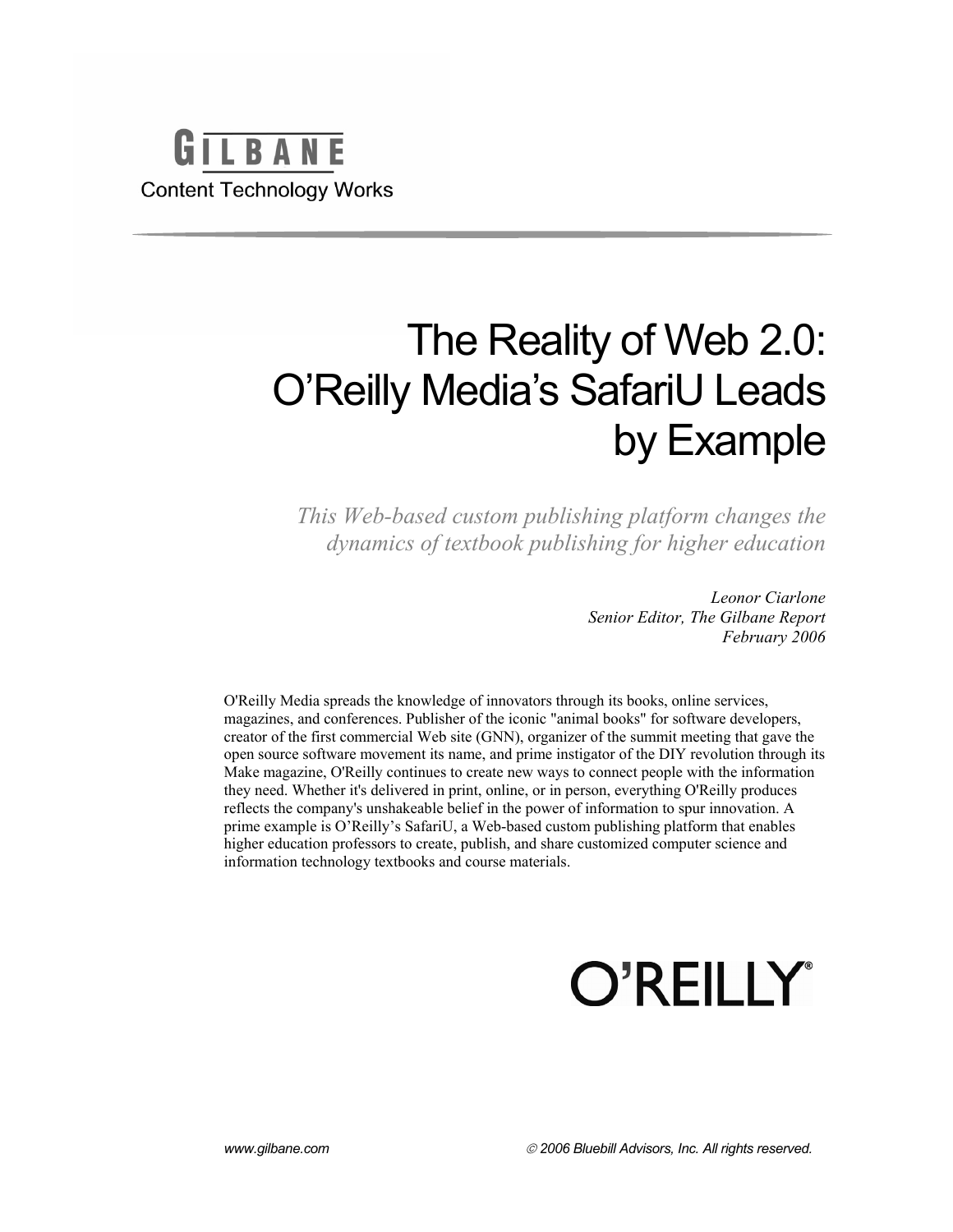GILBANE
Content Technology Works

# The Reality of Web 2.0: O'Reilly Media's SafariU Leads by Example

*This Web-based custom publishing platform changes the dynamics of textbook publishing for higher education*

*Leonor Ciarlone*
*Senior Editor, The Gilbane Report*
*February 2006*

O'Reilly Media spreads the knowledge of innovators through its books, online services, magazines, and conferences. Publisher of the iconic "animal books" for software developers, creator of the first commercial Web site (GNN), organizer of the summit meeting that gave the open source software movement its name, and prime instigator of the DIY revolution through its Make magazine, O'Reilly continues to create new ways to connect people with the information they need. Whether it's delivered in print, online, or in person, everything O'Reilly produces reflects the company's unshakeable belief in the power of information to spur innovation. A prime example is O'Reilly's SafariU, a Web-based custom publishing platform that enables higher education professors to create, publish, and share customized computer science and information technology textbooks and course materials.

O'REILLY®

www.gilbane.com © 2006 Bluebill Advisors, Inc. All rights reserved.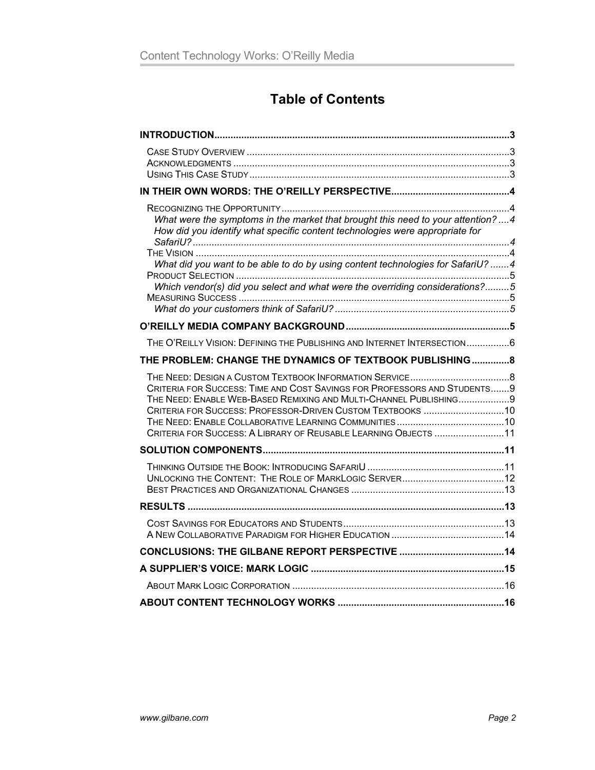# Table of Contents

**INTRODUCTION** .......... 3

- Case Study Overview .......... 3
- Acknowledgments .......... 3
- Using This Case Study .......... 3

**IN THEIR OWN WORDS: THE O'REILLY PERSPECTIVE** .......... 4

- Recognizing the Opportunity .......... 4
  - *What were the symptoms in the market that brought this need to your attention?* .......... 4
  - *How did you identify what specific content technologies were appropriate for SafariU?* .......... 4
- The Vision .......... 4
  - *What did you want to be able to do by using content technologies for SafariU?* .......... 4
- Product Selection .......... 5
  - *Which vendor(s) did you select and what were the overriding considerations?* .......... 5
- Measuring Success .......... 5
  - *What do your customers think of SafariU?* .......... 5

**O'REILLY MEDIA COMPANY BACKGROUND** .......... 5

- The O'Reilly Vision: Defining the Publishing and Internet Intersection .......... 6

**THE PROBLEM: CHANGE THE DYNAMICS OF TEXTBOOK PUBLISHING** .......... 8

- The Need: Design a Custom Textbook Information Service .......... 8
- Criteria for Success: Time and Cost Savings for Professors and Students .......... 9
- The Need: Enable Web-Based Remixing and Multi-Channel Publishing .......... 9
- Criteria for Success: Professor-Driven Custom Textbooks .......... 10
- The Need: Enable Collaborative Learning Communities .......... 10
- Criteria for Success: A Library of Reusable Learning Objects .......... 11

**SOLUTION COMPONENTS** .......... 11

- Thinking Outside the Book: Introducing SafariU .......... 11
- Unlocking the Content: The Role of MarkLogic Server .......... 12
- Best Practices and Organizational Changes .......... 13

**RESULTS** .......... 13

- Cost Savings for Educators and Students .......... 13
- A New Collaborative Paradigm for Higher Education .......... 14

**CONCLUSIONS: THE GILBANE REPORT PERSPECTIVE** .......... 14

**A SUPPLIER'S VOICE: MARK LOGIC** .......... 15

- About Mark Logic Corporation .......... 16

**ABOUT CONTENT TECHNOLOGY WORKS** .......... 16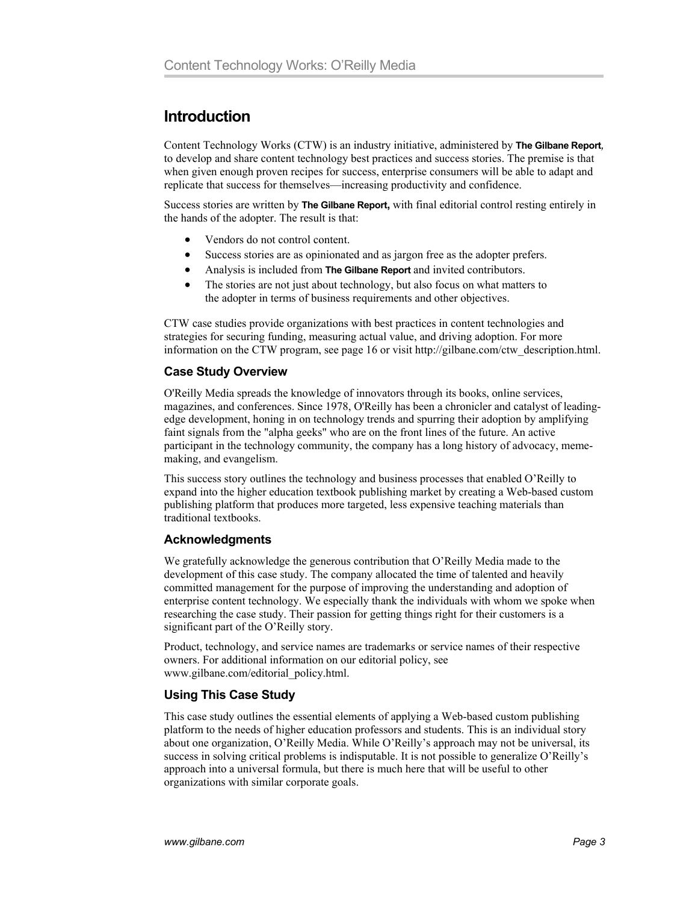# Introduction

Content Technology Works (CTW) is an industry initiative, administered by **The Gilbane Report**, to develop and share content technology best practices and success stories. The premise is that when given enough proven recipes for success, enterprise consumers will be able to adapt and replicate that success for themselves—increasing productivity and confidence.

Success stories are written by **The Gilbane Report,** with final editorial control resting entirely in the hands of the adopter. The result is that:

- Vendors do not control content.
- Success stories are as opinionated and as jargon free as the adopter prefers.
- Analysis is included from **The Gilbane Report** and invited contributors.
- The stories are not just about technology, but also focus on what matters to the adopter in terms of business requirements and other objectives.

CTW case studies provide organizations with best practices in content technologies and strategies for securing funding, measuring actual value, and driving adoption. For more information on the CTW program, see page 16 or visit http://gilbane.com/ctw_description.html.

## Case Study Overview

O'Reilly Media spreads the knowledge of innovators through its books, online services, magazines, and conferences. Since 1978, O'Reilly has been a chronicler and catalyst of leading-edge development, honing in on technology trends and spurring their adoption by amplifying faint signals from the "alpha geeks" who are on the front lines of the future. An active participant in the technology community, the company has a long history of advocacy, meme-making, and evangelism.

This success story outlines the technology and business processes that enabled O'Reilly to expand into the higher education textbook publishing market by creating a Web-based custom publishing platform that produces more targeted, less expensive teaching materials than traditional textbooks.

## Acknowledgments

We gratefully acknowledge the generous contribution that O'Reilly Media made to the development of this case study. The company allocated the time of talented and heavily committed management for the purpose of improving the understanding and adoption of enterprise content technology. We especially thank the individuals with whom we spoke when researching the case study. Their passion for getting things right for their customers is a significant part of the O'Reilly story.

Product, technology, and service names are trademarks or service names of their respective owners. For additional information on our editorial policy, see www.gilbane.com/editorial_policy.html.

## Using This Case Study

This case study outlines the essential elements of applying a Web-based custom publishing platform to the needs of higher education professors and students. This is an individual story about one organization, O'Reilly Media. While O'Reilly's approach may not be universal, its success in solving critical problems is indisputable. It is not possible to generalize O'Reilly's approach into a universal formula, but there is much here that will be useful to other organizations with similar corporate goals.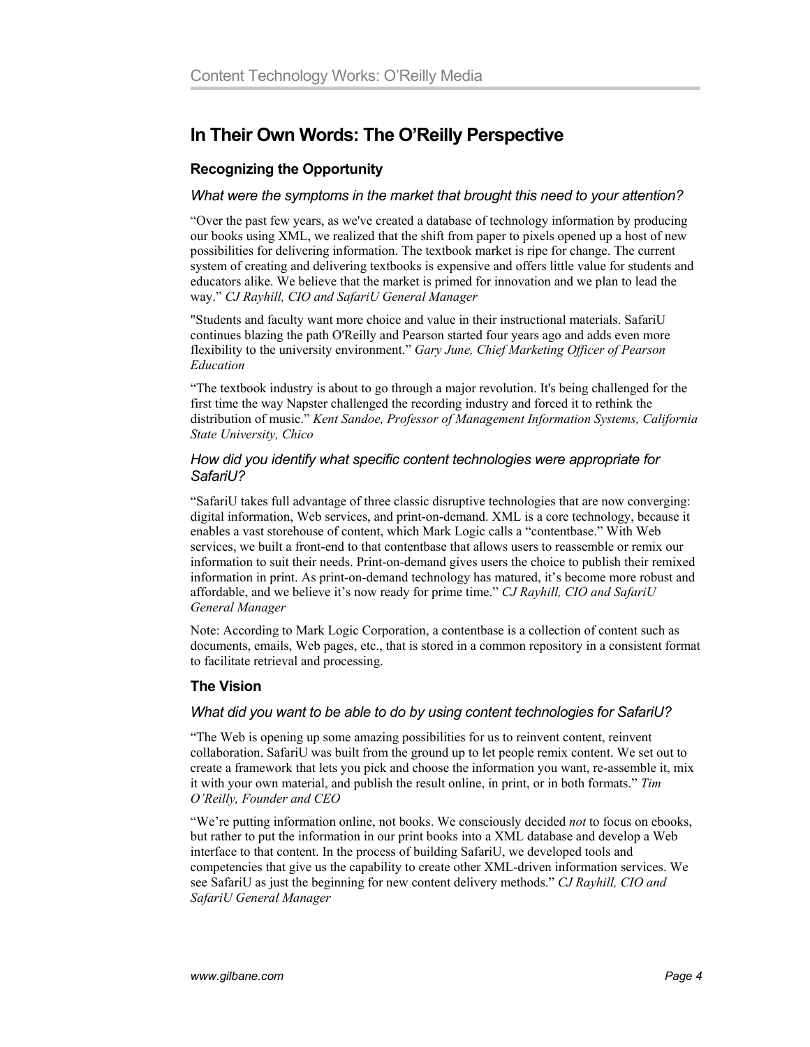## In Their Own Words: The O'Reilly Perspective

### Recognizing the Opportunity

#### *What were the symptoms in the market that brought this need to your attention?*

"Over the past few years, as we've created a database of technology information by producing our books using XML, we realized that the shift from paper to pixels opened up a host of new possibilities for delivering information. The textbook market is ripe for change. The current system of creating and delivering textbooks is expensive and offers little value for students and educators alike. We believe that the market is primed for innovation and we plan to lead the way." *CJ Rayhill, CIO and SafariU General Manager*

"Students and faculty want more choice and value in their instructional materials. SafariU continues blazing the path O'Reilly and Pearson started four years ago and adds even more flexibility to the university environment." *Gary June, Chief Marketing Officer of Pearson Education*

"The textbook industry is about to go through a major revolution. It's being challenged for the first time the way Napster challenged the recording industry and forced it to rethink the distribution of music." *Kent Sandoe, Professor of Management Information Systems, California State University, Chico*

#### *How did you identify what specific content technologies were appropriate for SafariU?*

"SafariU takes full advantage of three classic disruptive technologies that are now converging: digital information, Web services, and print-on-demand. XML is a core technology, because it enables a vast storehouse of content, which Mark Logic calls a "contentbase." With Web services, we built a front-end to that contentbase that allows users to reassemble or remix our information to suit their needs. Print-on-demand gives users the choice to publish their remixed information in print. As print-on-demand technology has matured, it's become more robust and affordable, and we believe it's now ready for prime time." *CJ Rayhill, CIO and SafariU General Manager*

Note: According to Mark Logic Corporation, a contentbase is a collection of content such as documents, emails, Web pages, etc., that is stored in a common repository in a consistent format to facilitate retrieval and processing.

### The Vision

#### *What did you want to be able to do by using content technologies for SafariU?*

"The Web is opening up some amazing possibilities for us to reinvent content, reinvent collaboration. SafariU was built from the ground up to let people remix content. We set out to create a framework that lets you pick and choose the information you want, re-assemble it, mix it with your own material, and publish the result online, in print, or in both formats." *Tim O'Reilly, Founder and CEO*

"We're putting information online, not books. We consciously decided *not* to focus on ebooks, but rather to put the information in our print books into a XML database and develop a Web interface to that content. In the process of building SafariU, we developed tools and competencies that give us the capability to create other XML-driven information services. We see SafariU as just the beginning for new content delivery methods." *CJ Rayhill, CIO and SafariU General Manager*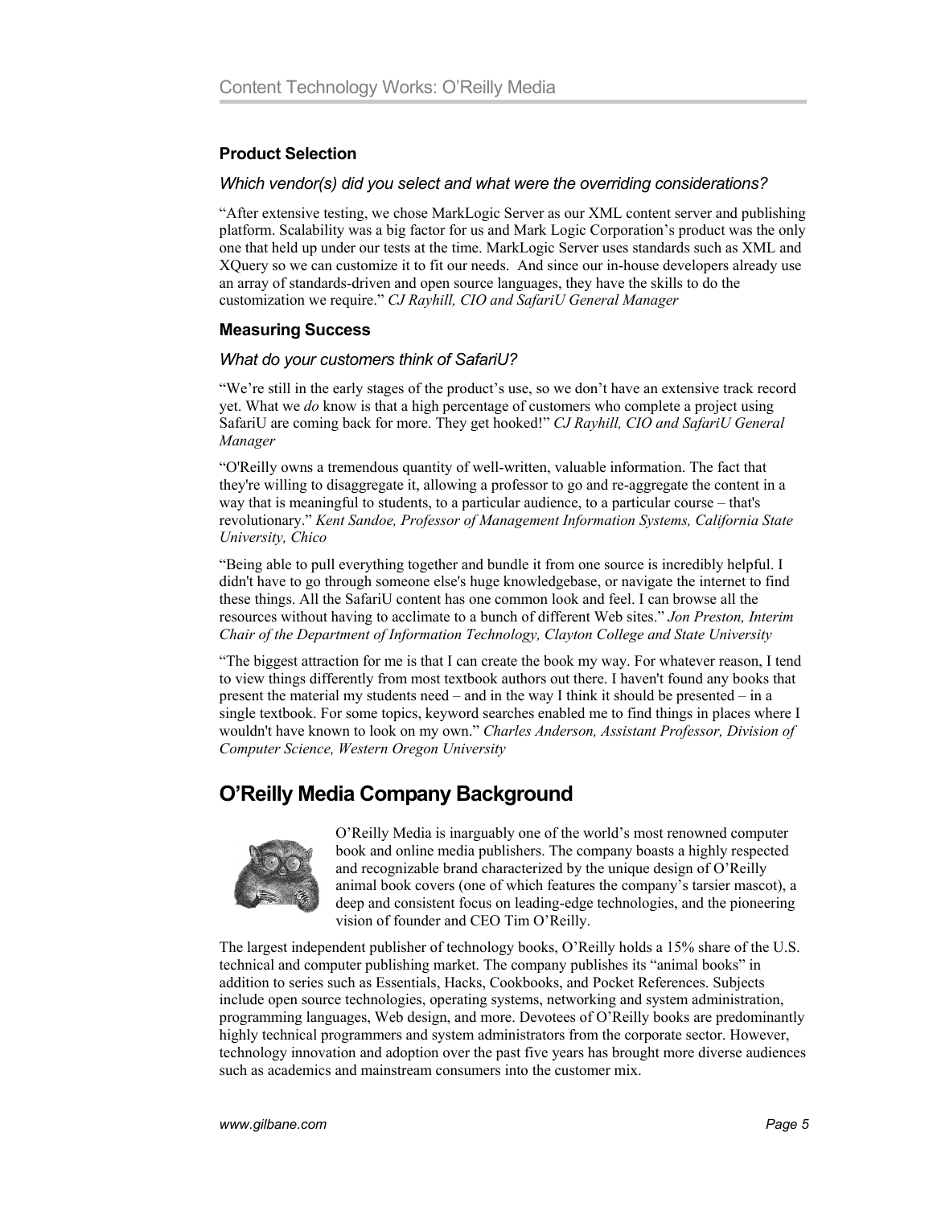### Product Selection

*Which vendor(s) did you select and what were the overriding considerations?*

"After extensive testing, we chose MarkLogic Server as our XML content server and publishing platform. Scalability was a big factor for us and Mark Logic Corporation's product was the only one that held up under our tests at the time. MarkLogic Server uses standards such as XML and XQuery so we can customize it to fit our needs. And since our in-house developers already use an array of standards-driven and open source languages, they have the skills to do the customization we require." *CJ Rayhill, CIO and SafariU General Manager*

### Measuring Success

*What do your customers think of SafariU?*

"We're still in the early stages of the product's use, so we don't have an extensive track record yet. What we *do* know is that a high percentage of customers who complete a project using SafariU are coming back for more. They get hooked!" *CJ Rayhill, CIO and SafariU General Manager*

"O'Reilly owns a tremendous quantity of well-written, valuable information. The fact that they're willing to disaggregate it, allowing a professor to go and re-aggregate the content in a way that is meaningful to students, to a particular audience, to a particular course – that's revolutionary." *Kent Sandoe, Professor of Management Information Systems, California State University, Chico*

"Being able to pull everything together and bundle it from one source is incredibly helpful. I didn't have to go through someone else's huge knowledgebase, or navigate the internet to find these things. All the SafariU content has one common look and feel. I can browse all the resources without having to acclimate to a bunch of different Web sites." *Jon Preston, Interim Chair of the Department of Information Technology, Clayton College and State University*

"The biggest attraction for me is that I can create the book my way. For whatever reason, I tend to view things differently from most textbook authors out there. I haven't found any books that present the material my students need – and in the way I think it should be presented – in a single textbook. For some topics, keyword searches enabled me to find things in places where I wouldn't have known to look on my own." *Charles Anderson, Assistant Professor, Division of Computer Science, Western Oregon University*

## O'Reilly Media Company Background

O'Reilly Media is inarguably one of the world's most renowned computer book and online media publishers. The company boasts a highly respected and recognizable brand characterized by the unique design of O'Reilly animal book covers (one of which features the company's tarsier mascot), a deep and consistent focus on leading-edge technologies, and the pioneering vision of founder and CEO Tim O'Reilly.

The largest independent publisher of technology books, O'Reilly holds a 15% share of the U.S. technical and computer publishing market. The company publishes its "animal books" in addition to series such as Essentials, Hacks, Cookbooks, and Pocket References. Subjects include open source technologies, operating systems, networking and system administration, programming languages, Web design, and more. Devotees of O'Reilly books are predominantly highly technical programmers and system administrators from the corporate sector. However, technology innovation and adoption over the past five years has brought more diverse audiences such as academics and mainstream consumers into the customer mix.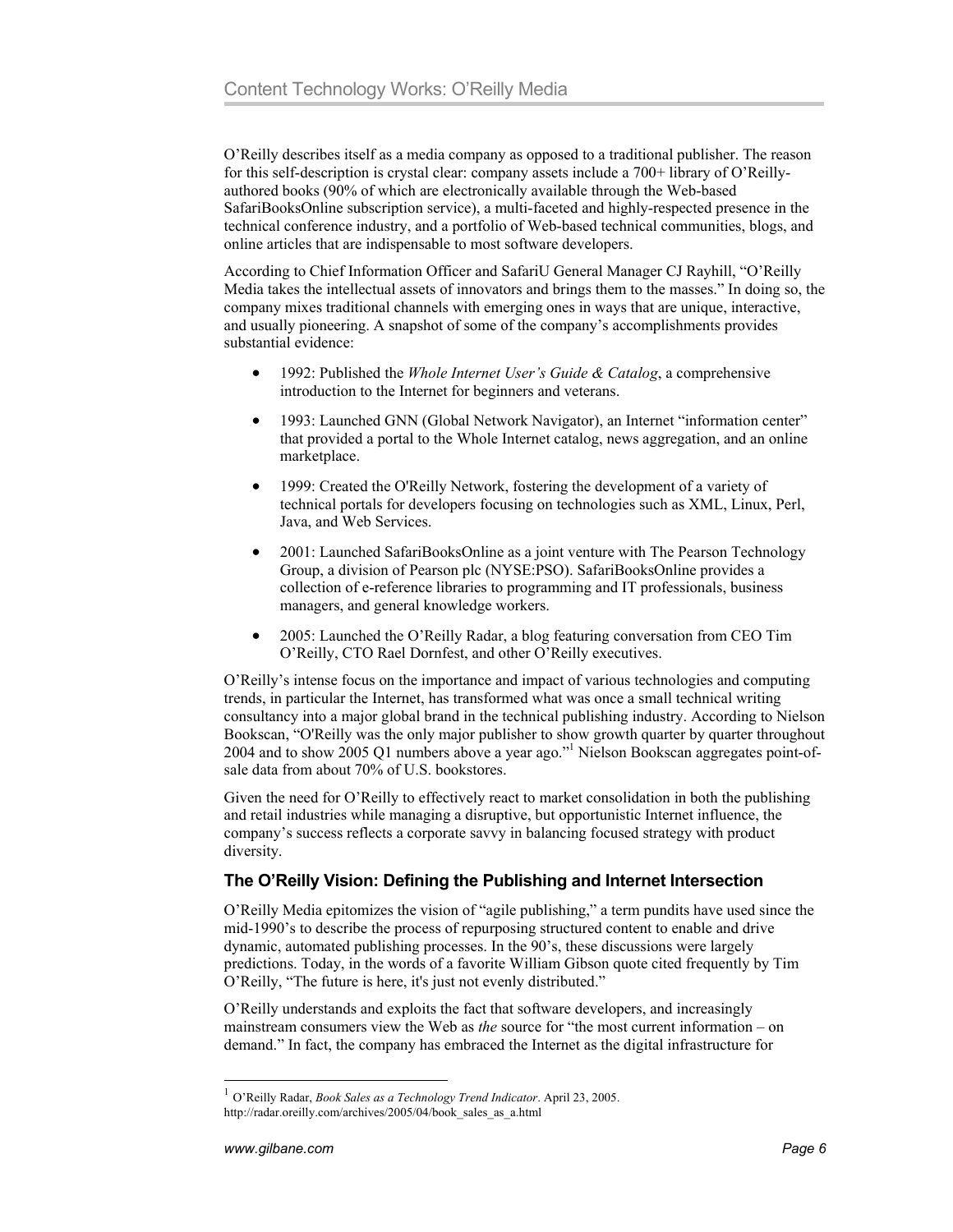O'Reilly describes itself as a media company as opposed to a traditional publisher. The reason for this self-description is crystal clear: company assets include a 700+ library of O'Reilly-authored books (90% of which are electronically available through the Web-based SafariBooksOnline subscription service), a multi-faceted and highly-respected presence in the technical conference industry, and a portfolio of Web-based technical communities, blogs, and online articles that are indispensable to most software developers.

According to Chief Information Officer and SafariU General Manager CJ Rayhill, "O'Reilly Media takes the intellectual assets of innovators and brings them to the masses." In doing so, the company mixes traditional channels with emerging ones in ways that are unique, interactive, and usually pioneering. A snapshot of some of the company's accomplishments provides substantial evidence:

- 1992: Published the *Whole Internet User's Guide & Catalog*, a comprehensive introduction to the Internet for beginners and veterans.
- 1993: Launched GNN (Global Network Navigator), an Internet "information center" that provided a portal to the Whole Internet catalog, news aggregation, and an online marketplace.
- 1999: Created the O'Reilly Network, fostering the development of a variety of technical portals for developers focusing on technologies such as XML, Linux, Perl, Java, and Web Services.
- 2001: Launched SafariBooksOnline as a joint venture with The Pearson Technology Group, a division of Pearson plc (NYSE:PSO). SafariBooksOnline provides a collection of e-reference libraries to programming and IT professionals, business managers, and general knowledge workers.
- 2005: Launched the O'Reilly Radar, a blog featuring conversation from CEO Tim O'Reilly, CTO Rael Dornfest, and other O'Reilly executives.

O'Reilly's intense focus on the importance and impact of various technologies and computing trends, in particular the Internet, has transformed what was once a small technical writing consultancy into a major global brand in the technical publishing industry. According to Nielson Bookscan, "O'Reilly was the only major publisher to show growth quarter by quarter throughout 2004 and to show 2005 Q1 numbers above a year ago."[1] Nielson Bookscan aggregates point-of-sale data from about 70% of U.S. bookstores.

Given the need for O'Reilly to effectively react to market consolidation in both the publishing and retail industries while managing a disruptive, but opportunistic Internet influence, the company's success reflects a corporate savvy in balancing focused strategy with product diversity.

### The O'Reilly Vision: Defining the Publishing and Internet Intersection

O'Reilly Media epitomizes the vision of "agile publishing," a term pundits have used since the mid-1990's to describe the process of repurposing structured content to enable and drive dynamic, automated publishing processes. In the 90's, these discussions were largely predictions. Today, in the words of a favorite William Gibson quote cited frequently by Tim O'Reilly, "The future is here, it's just not evenly distributed."

O'Reilly understands and exploits the fact that software developers, and increasingly mainstream consumers view the Web as *the* source for "the most current information – on demand." In fact, the company has embraced the Internet as the digital infrastructure for

---

[1] O'Reilly Radar, *Book Sales as a Technology Trend Indicator*. April 23, 2005. http://radar.oreilly.com/archives/2005/04/book_sales_as_a.html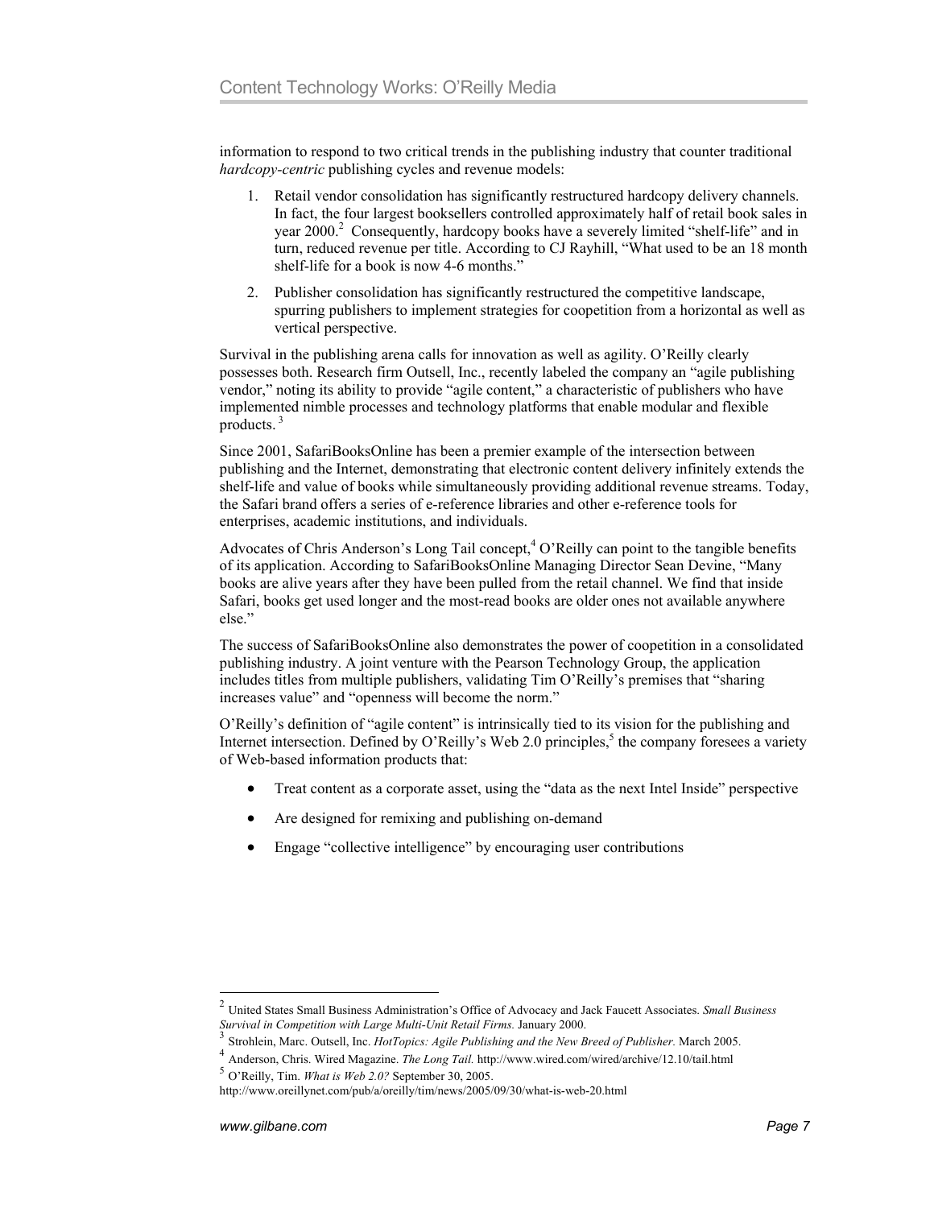information to respond to two critical trends in the publishing industry that counter traditional *hardcopy-centric* publishing cycles and revenue models:

1. Retail vendor consolidation has significantly restructured hardcopy delivery channels. In fact, the four largest booksellers controlled approximately half of retail book sales in year 2000.[2] Consequently, hardcopy books have a severely limited "shelf-life" and in turn, reduced revenue per title. According to CJ Rayhill, "What used to be an 18 month shelf-life for a book is now 4-6 months."

2. Publisher consolidation has significantly restructured the competitive landscape, spurring publishers to implement strategies for coopetition from a horizontal as well as vertical perspective.

Survival in the publishing arena calls for innovation as well as agility. O'Reilly clearly possesses both. Research firm Outsell, Inc., recently labeled the company an "agile publishing vendor," noting its ability to provide "agile content," a characteristic of publishers who have implemented nimble processes and technology platforms that enable modular and flexible products.[3]

Since 2001, SafariBooksOnline has been a premier example of the intersection between publishing and the Internet, demonstrating that electronic content delivery infinitely extends the shelf-life and value of books while simultaneously providing additional revenue streams. Today, the Safari brand offers a series of e-reference libraries and other e-reference tools for enterprises, academic institutions, and individuals.

Advocates of Chris Anderson's Long Tail concept,[4] O'Reilly can point to the tangible benefits of its application. According to SafariBooksOnline Managing Director Sean Devine, "Many books are alive years after they have been pulled from the retail channel. We find that inside Safari, books get used longer and the most-read books are older ones not available anywhere else."

The success of SafariBooksOnline also demonstrates the power of coopetition in a consolidated publishing industry. A joint venture with the Pearson Technology Group, the application includes titles from multiple publishers, validating Tim O'Reilly's premises that "sharing increases value" and "openness will become the norm."

O'Reilly's definition of "agile content" is intrinsically tied to its vision for the publishing and Internet intersection. Defined by O'Reilly's Web 2.0 principles,[5] the company foresees a variety of Web-based information products that:

- Treat content as a corporate asset, using the "data as the next Intel Inside" perspective
- Are designed for remixing and publishing on-demand
- Engage "collective intelligence" by encouraging user contributions

---

[2] United States Small Business Administration's Office of Advocacy and Jack Faucett Associates. *Small Business Survival in Competition with Large Multi-Unit Retail Firms.* January 2000.

[3] Strohlein, Marc. Outsell, Inc. *HotTopics: Agile Publishing and the New Breed of Publisher.* March 2005.

[4] Anderson, Chris. Wired Magazine. *The Long Tail.* http://www.wired.com/wired/archive/12.10/tail.html

[5] O'Reilly, Tim. *What is Web 2.0?* September 30, 2005. http://www.oreillynet.com/pub/a/oreilly/tim/news/2005/09/30/what-is-web-20.html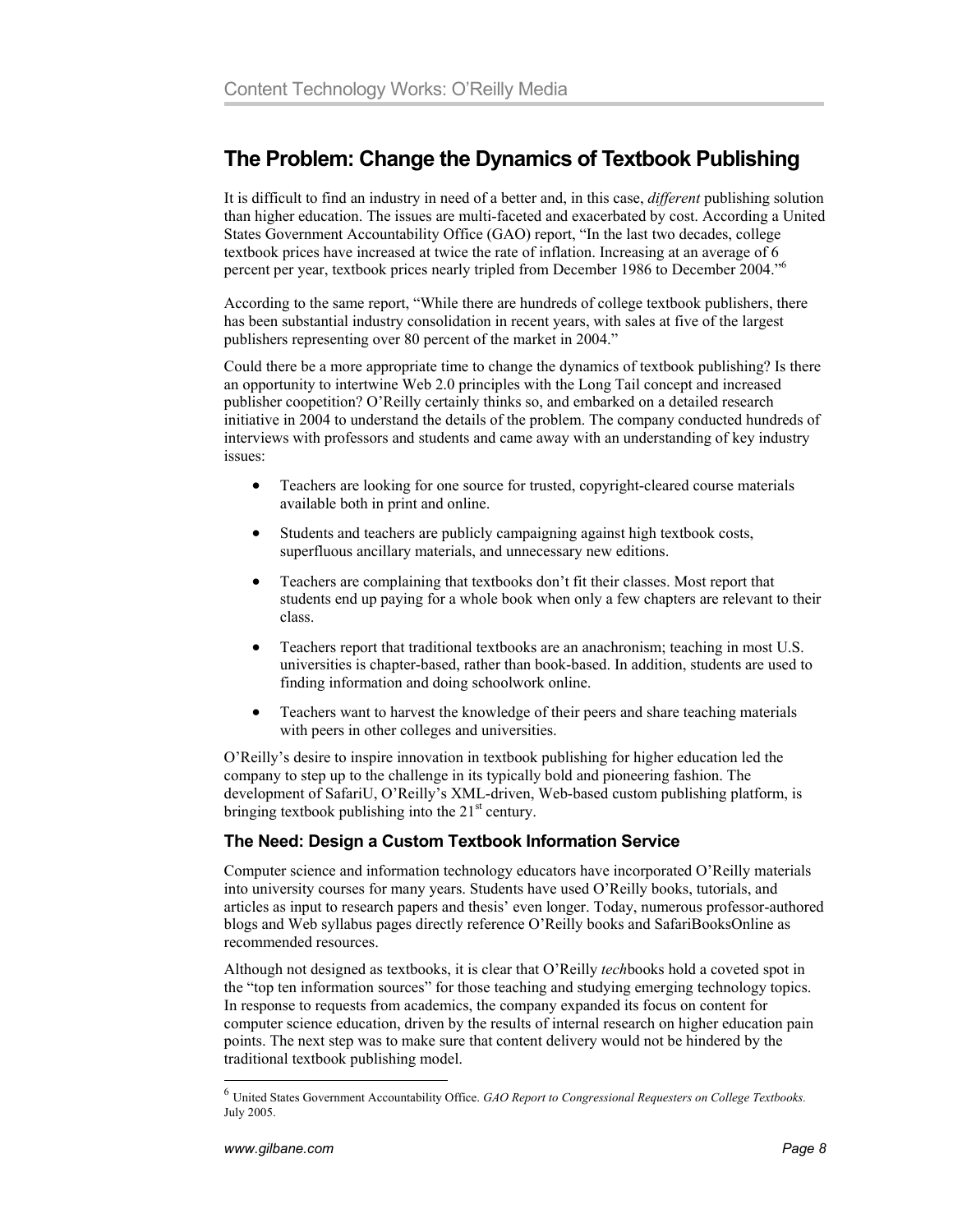## The Problem: Change the Dynamics of Textbook Publishing

It is difficult to find an industry in need of a better and, in this case, *different* publishing solution than higher education. The issues are multi-faceted and exacerbated by cost. According a United States Government Accountability Office (GAO) report, "In the last two decades, college textbook prices have increased at twice the rate of inflation. Increasing at an average of 6 percent per year, textbook prices nearly tripled from December 1986 to December 2004."[6]

According to the same report, "While there are hundreds of college textbook publishers, there has been substantial industry consolidation in recent years, with sales at five of the largest publishers representing over 80 percent of the market in 2004."

Could there be a more appropriate time to change the dynamics of textbook publishing? Is there an opportunity to intertwine Web 2.0 principles with the Long Tail concept and increased publisher coopetition? O'Reilly certainly thinks so, and embarked on a detailed research initiative in 2004 to understand the details of the problem. The company conducted hundreds of interviews with professors and students and came away with an understanding of key industry issues:

- Teachers are looking for one source for trusted, copyright-cleared course materials available both in print and online.
- Students and teachers are publicly campaigning against high textbook costs, superfluous ancillary materials, and unnecessary new editions.
- Teachers are complaining that textbooks don't fit their classes. Most report that students end up paying for a whole book when only a few chapters are relevant to their class.
- Teachers report that traditional textbooks are an anachronism; teaching in most U.S. universities is chapter-based, rather than book-based. In addition, students are used to finding information and doing schoolwork online.
- Teachers want to harvest the knowledge of their peers and share teaching materials with peers in other colleges and universities.

O'Reilly's desire to inspire innovation in textbook publishing for higher education led the company to step up to the challenge in its typically bold and pioneering fashion. The development of SafariU, O'Reilly's XML-driven, Web-based custom publishing platform, is bringing textbook publishing into the 21st century.

### The Need: Design a Custom Textbook Information Service

Computer science and information technology educators have incorporated O'Reilly materials into university courses for many years. Students have used O'Reilly books, tutorials, and articles as input to research papers and thesis' even longer. Today, numerous professor-authored blogs and Web syllabus pages directly reference O'Reilly books and SafariBooksOnline as recommended resources.

Although not designed as textbooks, it is clear that O'Reilly *tech*books hold a coveted spot in the "top ten information sources" for those teaching and studying emerging technology topics. In response to requests from academics, the company expanded its focus on content for computer science education, driven by the results of internal research on higher education pain points. The next step was to make sure that content delivery would not be hindered by the traditional textbook publishing model.

---

[6] United States Government Accountability Office. *GAO Report to Congressional Requesters on College Textbooks.* July 2005.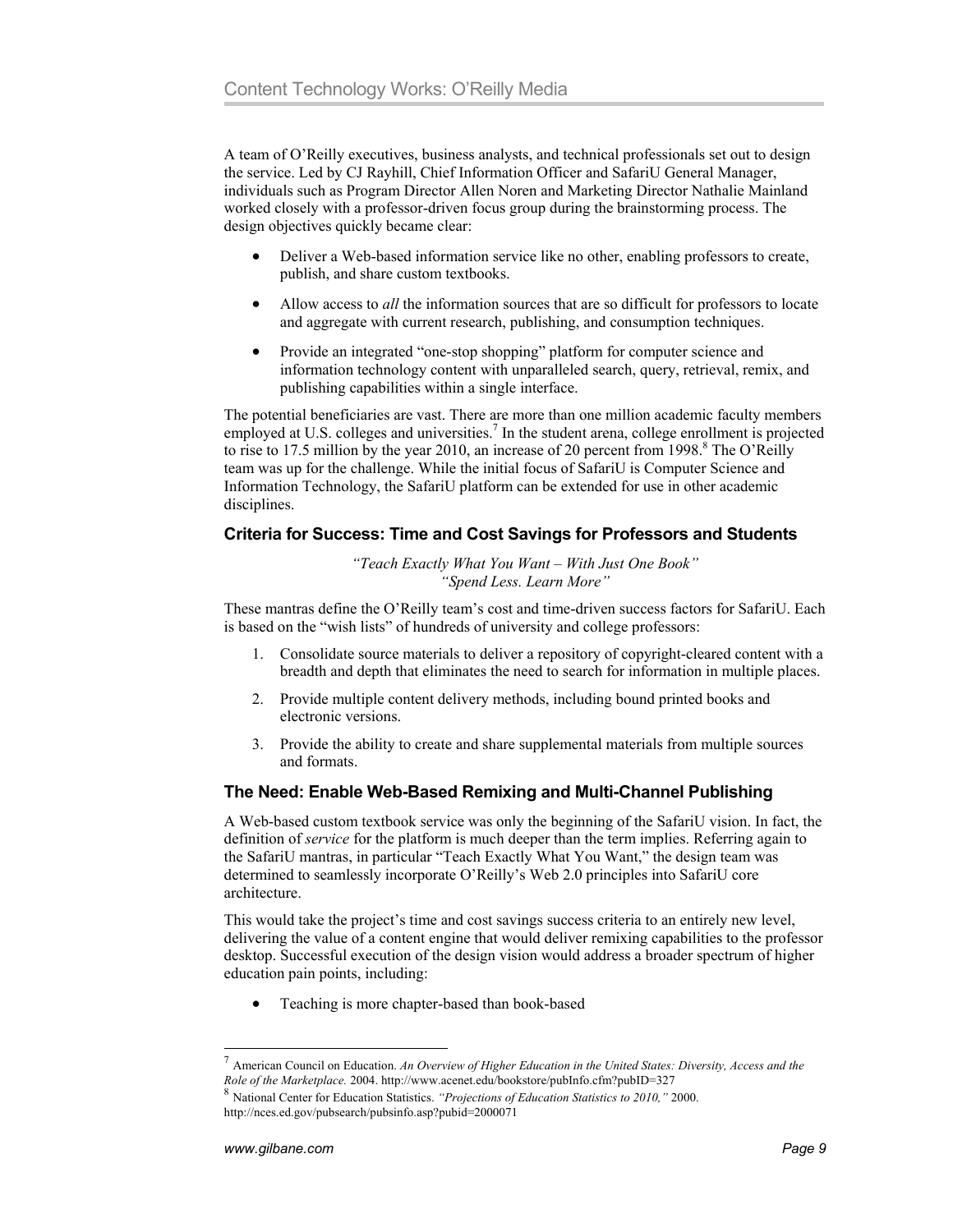A team of O'Reilly executives, business analysts, and technical professionals set out to design the service. Led by CJ Rayhill, Chief Information Officer and SafariU General Manager, individuals such as Program Director Allen Noren and Marketing Director Nathalie Mainland worked closely with a professor-driven focus group during the brainstorming process. The design objectives quickly became clear:

- Deliver a Web-based information service like no other, enabling professors to create, publish, and share custom textbooks.
- Allow access to *all* the information sources that are so difficult for professors to locate and aggregate with current research, publishing, and consumption techniques.
- Provide an integrated "one-stop shopping" platform for computer science and information technology content with unparalleled search, query, retrieval, remix, and publishing capabilities within a single interface.

The potential beneficiaries are vast. There are more than one million academic faculty members employed at U.S. colleges and universities.[7] In the student arena, college enrollment is projected to rise to 17.5 million by the year 2010, an increase of 20 percent from 1998.[8] The O'Reilly team was up for the challenge. While the initial focus of SafariU is Computer Science and Information Technology, the SafariU platform can be extended for use in other academic disciplines.

### Criteria for Success: Time and Cost Savings for Professors and Students

*"Teach Exactly What You Want – With Just One Book"*
*"Spend Less. Learn More"*

These mantras define the O'Reilly team's cost and time-driven success factors for SafariU. Each is based on the "wish lists" of hundreds of university and college professors:

1. Consolidate source materials to deliver a repository of copyright-cleared content with a breadth and depth that eliminates the need to search for information in multiple places.
2. Provide multiple content delivery methods, including bound printed books and electronic versions.
3. Provide the ability to create and share supplemental materials from multiple sources and formats.

### The Need: Enable Web-Based Remixing and Multi-Channel Publishing

A Web-based custom textbook service was only the beginning of the SafariU vision. In fact, the definition of *service* for the platform is much deeper than the term implies. Referring again to the SafariU mantras, in particular "Teach Exactly What You Want," the design team was determined to seamlessly incorporate O'Reilly's Web 2.0 principles into SafariU core architecture.

This would take the project's time and cost savings success criteria to an entirely new level, delivering the value of a content engine that would deliver remixing capabilities to the professor desktop. Successful execution of the design vision would address a broader spectrum of higher education pain points, including:

- Teaching is more chapter-based than book-based

---

[7] American Council on Education. *An Overview of Higher Education in the United States: Diversity, Access and the Role of the Marketplace.* 2004. http://www.acenet.edu/bookstore/pubInfo.cfm?pubID=327

[8] National Center for Education Statistics. *"Projections of Education Statistics to 2010,"* 2000. http://nces.ed.gov/pubsearch/pubsinfo.asp?pubid=2000071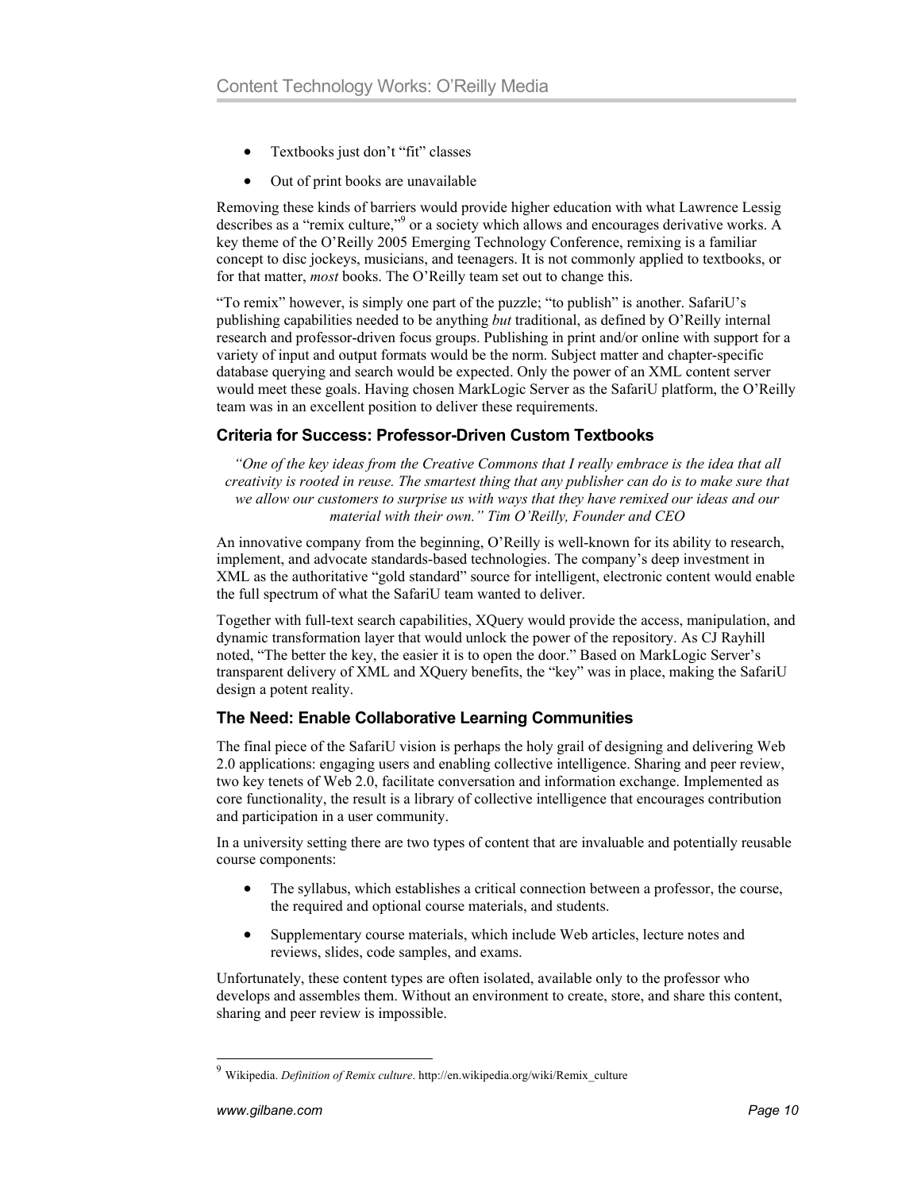- Textbooks just don't "fit" classes
- Out of print books are unavailable

Removing these kinds of barriers would provide higher education with what Lawrence Lessig describes as a "remix culture,"[9] or a society which allows and encourages derivative works. A key theme of the O'Reilly 2005 Emerging Technology Conference, remixing is a familiar concept to disc jockeys, musicians, and teenagers. It is not commonly applied to textbooks, or for that matter, *most* books. The O'Reilly team set out to change this.

"To remix" however, is simply one part of the puzzle; "to publish" is another. SafariU's publishing capabilities needed to be anything *but* traditional, as defined by O'Reilly internal research and professor-driven focus groups. Publishing in print and/or online with support for a variety of input and output formats would be the norm. Subject matter and chapter-specific database querying and search would be expected. Only the power of an XML content server would meet these goals. Having chosen MarkLogic Server as the SafariU platform, the O'Reilly team was in an excellent position to deliver these requirements.

### Criteria for Success: Professor-Driven Custom Textbooks

*"One of the key ideas from the Creative Commons that I really embrace is the idea that all creativity is rooted in reuse. The smartest thing that any publisher can do is to make sure that we allow our customers to surprise us with ways that they have remixed our ideas and our material with their own." Tim O'Reilly, Founder and CEO*

An innovative company from the beginning, O'Reilly is well-known for its ability to research, implement, and advocate standards-based technologies. The company's deep investment in XML as the authoritative "gold standard" source for intelligent, electronic content would enable the full spectrum of what the SafariU team wanted to deliver.

Together with full-text search capabilities, XQuery would provide the access, manipulation, and dynamic transformation layer that would unlock the power of the repository. As CJ Rayhill noted, "The better the key, the easier it is to open the door." Based on MarkLogic Server's transparent delivery of XML and XQuery benefits, the "key" was in place, making the SafariU design a potent reality.

### The Need: Enable Collaborative Learning Communities

The final piece of the SafariU vision is perhaps the holy grail of designing and delivering Web 2.0 applications: engaging users and enabling collective intelligence. Sharing and peer review, two key tenets of Web 2.0, facilitate conversation and information exchange. Implemented as core functionality, the result is a library of collective intelligence that encourages contribution and participation in a user community.

In a university setting there are two types of content that are invaluable and potentially reusable course components:

- The syllabus, which establishes a critical connection between a professor, the course, the required and optional course materials, and students.
- Supplementary course materials, which include Web articles, lecture notes and reviews, slides, code samples, and exams.

Unfortunately, these content types are often isolated, available only to the professor who develops and assembles them. Without an environment to create, store, and share this content, sharing and peer review is impossible.

---

[9] Wikipedia. *Definition of Remix culture*. http://en.wikipedia.org/wiki/Remix_culture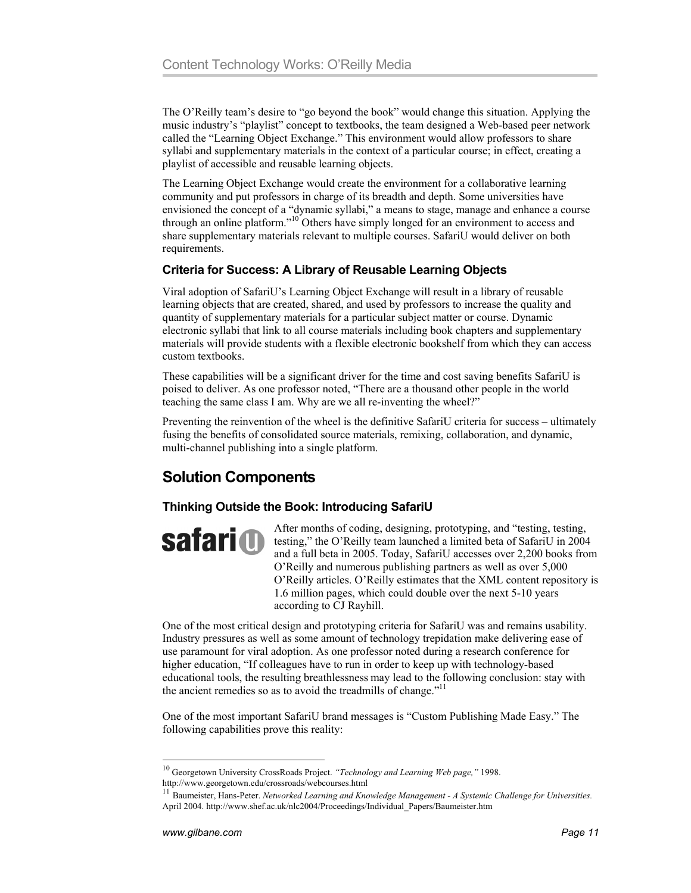The O'Reilly team's desire to "go beyond the book" would change this situation. Applying the music industry's "playlist" concept to textbooks, the team designed a Web-based peer network called the "Learning Object Exchange." This environment would allow professors to share syllabi and supplementary materials in the context of a particular course; in effect, creating a playlist of accessible and reusable learning objects.

The Learning Object Exchange would create the environment for a collaborative learning community and put professors in charge of its breadth and depth. Some universities have envisioned the concept of a "dynamic syllabi," a means to stage, manage and enhance a course through an online platform."[10] Others have simply longed for an environment to access and share supplementary materials relevant to multiple courses. SafariU would deliver on both requirements.

### Criteria for Success: A Library of Reusable Learning Objects

Viral adoption of SafariU's Learning Object Exchange will result in a library of reusable learning objects that are created, shared, and used by professors to increase the quality and quantity of supplementary materials for a particular subject matter or course. Dynamic electronic syllabi that link to all course materials including book chapters and supplementary materials will provide students with a flexible electronic bookshelf from which they can access custom textbooks.

These capabilities will be a significant driver for the time and cost saving benefits SafariU is poised to deliver. As one professor noted, "There are a thousand other people in the world teaching the same class I am. Why are we all re-inventing the wheel?"

Preventing the reinvention of the wheel is the definitive SafariU criteria for success – ultimately fusing the benefits of consolidated source materials, remixing, collaboration, and dynamic, multi-channel publishing into a single platform.

## Solution Components

### Thinking Outside the Book: Introducing SafariU

safari u

After months of coding, designing, prototyping, and "testing, testing, testing," the O'Reilly team launched a limited beta of SafariU in 2004 and a full beta in 2005. Today, SafariU accesses over 2,200 books from O'Reilly and numerous publishing partners as well as over 5,000 O'Reilly articles. O'Reilly estimates that the XML content repository is 1.6 million pages, which could double over the next 5-10 years according to CJ Rayhill.

One of the most critical design and prototyping criteria for SafariU was and remains usability. Industry pressures as well as some amount of technology trepidation make delivering ease of use paramount for viral adoption. As one professor noted during a research conference for higher education, "If colleagues have to run in order to keep up with technology-based educational tools, the resulting breathlessness may lead to the following conclusion: stay with the ancient remedies so as to avoid the treadmills of change."[11]

One of the most important SafariU brand messages is "Custom Publishing Made Easy." The following capabilities prove this reality:

---

[10] Georgetown University CrossRoads Project. *"Technology and Learning Web page,"* 1998. http://www.georgetown.edu/crossroads/webcourses.html

[11] Baumeister, Hans-Peter. *Networked Learning and Knowledge Management - A Systemic Challenge for Universities.* April 2004. http://www.shef.ac.uk/nlc2004/Proceedings/Individual_Papers/Baumeister.htm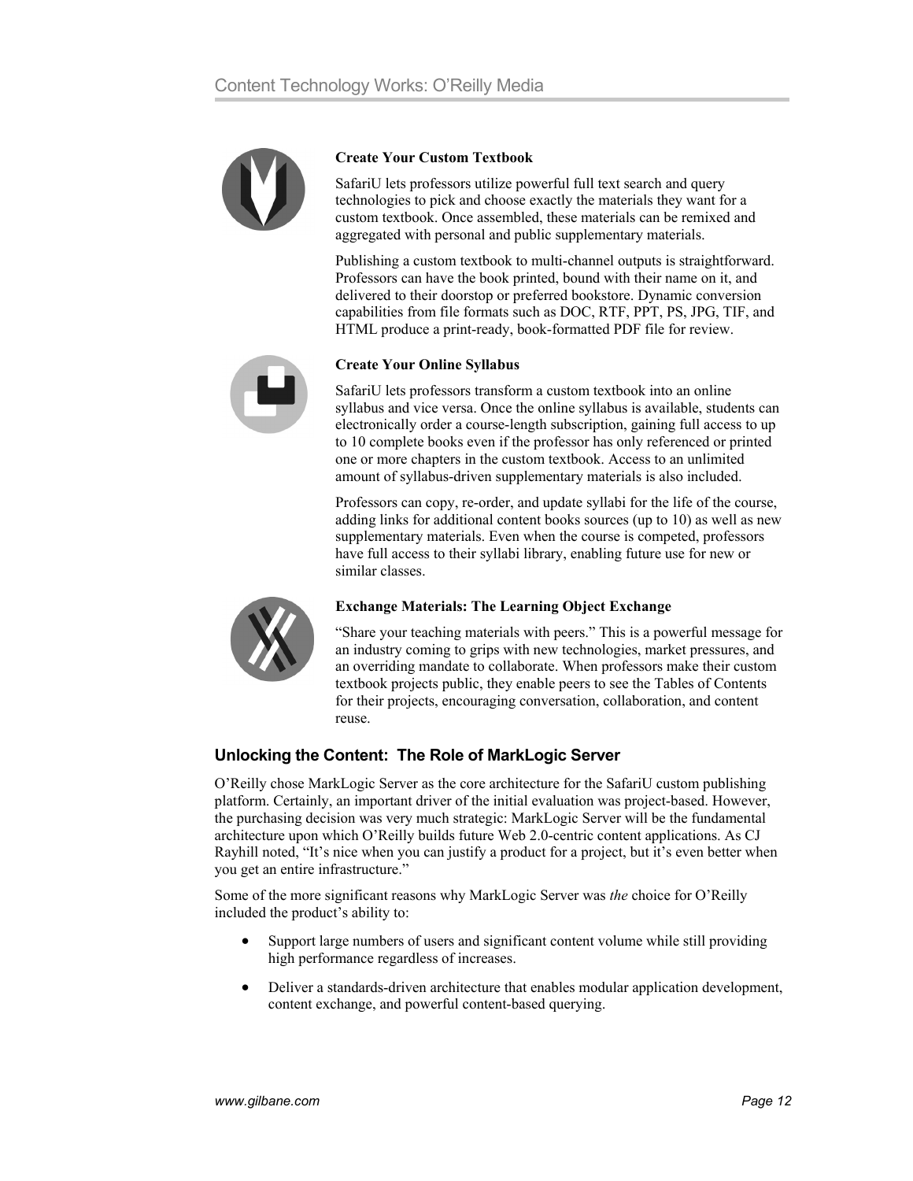**Create Your Custom Textbook**

SafariU lets professors utilize powerful full text search and query technologies to pick and choose exactly the materials they want for a custom textbook. Once assembled, these materials can be remixed and aggregated with personal and public supplementary materials.

Publishing a custom textbook to multi-channel outputs is straightforward. Professors can have the book printed, bound with their name on it, and delivered to their doorstop or preferred bookstore. Dynamic conversion capabilities from file formats such as DOC, RTF, PPT, PS, JPG, TIF, and HTML produce a print-ready, book-formatted PDF file for review.

**Create Your Online Syllabus**

SafariU lets professors transform a custom textbook into an online syllabus and vice versa. Once the online syllabus is available, students can electronically order a course-length subscription, gaining full access to up to 10 complete books even if the professor has only referenced or printed one or more chapters in the custom textbook. Access to an unlimited amount of syllabus-driven supplementary materials is also included.

Professors can copy, re-order, and update syllabi for the life of the course, adding links for additional content books sources (up to 10) as well as new supplementary materials. Even when the course is competed, professors have full access to their syllabi library, enabling future use for new or similar classes.

**Exchange Materials: The Learning Object Exchange**

"Share your teaching materials with peers." This is a powerful message for an industry coming to grips with new technologies, market pressures, and an overriding mandate to collaborate. When professors make their custom textbook projects public, they enable peers to see the Tables of Contents for their projects, encouraging conversation, collaboration, and content reuse.

### Unlocking the Content: The Role of MarkLogic Server

O'Reilly chose MarkLogic Server as the core architecture for the SafariU custom publishing platform. Certainly, an important driver of the initial evaluation was project-based. However, the purchasing decision was very much strategic: MarkLogic Server will be the fundamental architecture upon which O'Reilly builds future Web 2.0-centric content applications. As CJ Rayhill noted, "It's nice when you can justify a product for a project, but it's even better when you get an entire infrastructure."

Some of the more significant reasons why MarkLogic Server was *the* choice for O'Reilly included the product's ability to:

- Support large numbers of users and significant content volume while still providing high performance regardless of increases.
- Deliver a standards-driven architecture that enables modular application development, content exchange, and powerful content-based querying.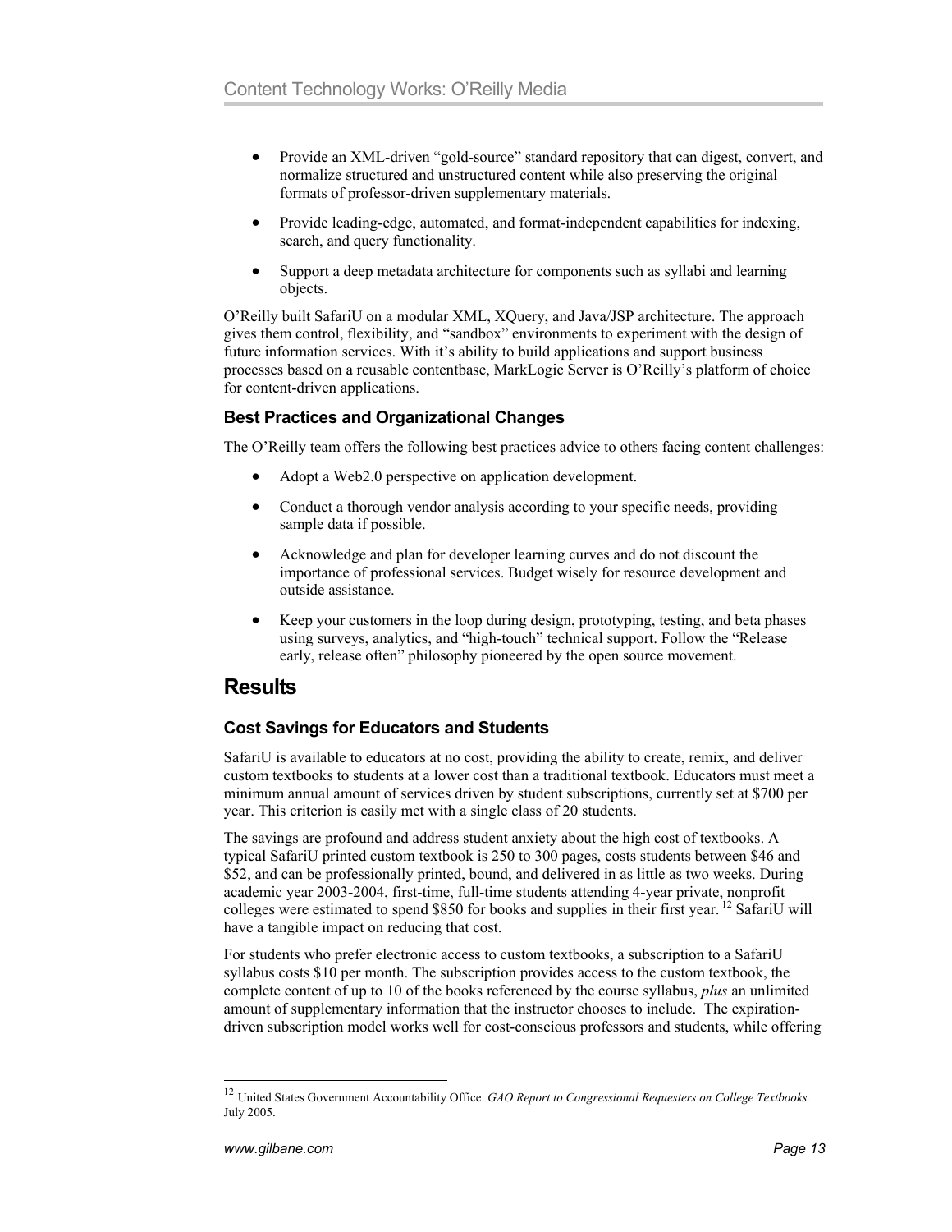- Provide an XML-driven "gold-source" standard repository that can digest, convert, and normalize structured and unstructured content while also preserving the original formats of professor-driven supplementary materials.
- Provide leading-edge, automated, and format-independent capabilities for indexing, search, and query functionality.
- Support a deep metadata architecture for components such as syllabi and learning objects.

O'Reilly built SafariU on a modular XML, XQuery, and Java/JSP architecture. The approach gives them control, flexibility, and "sandbox" environments to experiment with the design of future information services. With it's ability to build applications and support business processes based on a reusable contentbase, MarkLogic Server is O'Reilly's platform of choice for content-driven applications.

### Best Practices and Organizational Changes

The O'Reilly team offers the following best practices advice to others facing content challenges:

- Adopt a Web2.0 perspective on application development.
- Conduct a thorough vendor analysis according to your specific needs, providing sample data if possible.
- Acknowledge and plan for developer learning curves and do not discount the importance of professional services. Budget wisely for resource development and outside assistance.
- Keep your customers in the loop during design, prototyping, testing, and beta phases using surveys, analytics, and "high-touch" technical support. Follow the "Release early, release often" philosophy pioneered by the open source movement.

## Results

### Cost Savings for Educators and Students

SafariU is available to educators at no cost, providing the ability to create, remix, and deliver custom textbooks to students at a lower cost than a traditional textbook. Educators must meet a minimum annual amount of services driven by student subscriptions, currently set at $700 per year. This criterion is easily met with a single class of 20 students.

The savings are profound and address student anxiety about the high cost of textbooks. A typical SafariU printed custom textbook is 250 to 300 pages, costs students between $46 and $52, and can be professionally printed, bound, and delivered in as little as two weeks. During academic year 2003-2004, first-time, full-time students attending 4-year private, nonprofit colleges were estimated to spend $850 for books and supplies in their first year. [12] SafariU will have a tangible impact on reducing that cost.

For students who prefer electronic access to custom textbooks, a subscription to a SafariU syllabus costs $10 per month. The subscription provides access to the custom textbook, the complete content of up to 10 of the books referenced by the course syllabus, *plus* an unlimited amount of supplementary information that the instructor chooses to include. The expiration-driven subscription model works well for cost-conscious professors and students, while offering

[12] United States Government Accountability Office. *GAO Report to Congressional Requesters on College Textbooks.* July 2005.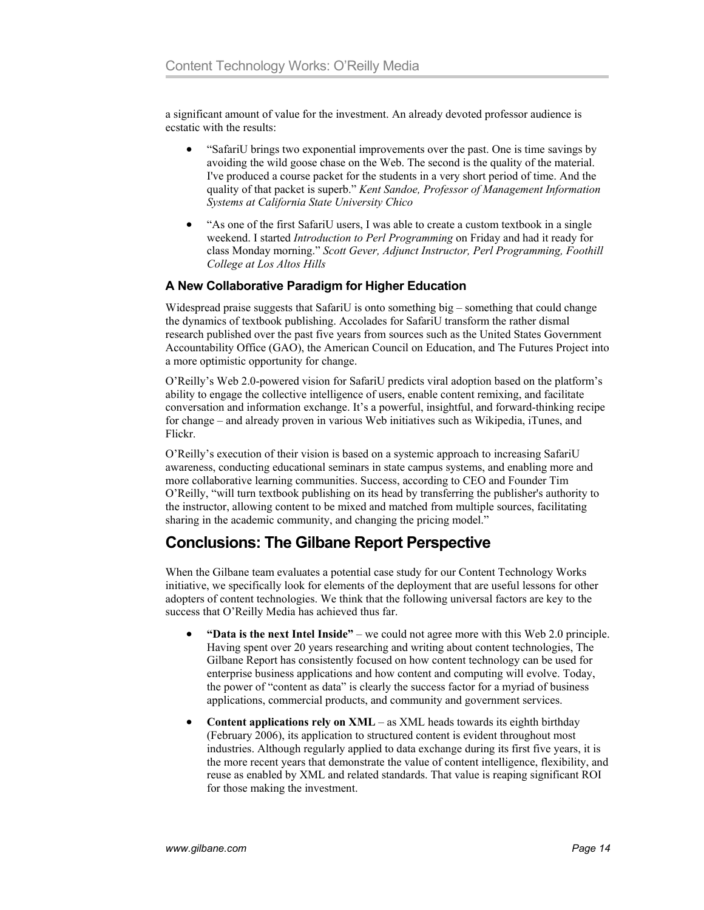a significant amount of value for the investment. An already devoted professor audience is ecstatic with the results:

- "SafariU brings two exponential improvements over the past. One is time savings by avoiding the wild goose chase on the Web. The second is the quality of the material. I've produced a course packet for the students in a very short period of time. And the quality of that packet is superb." *Kent Sandoe, Professor of Management Information Systems at California State University Chico*

- "As one of the first SafariU users, I was able to create a custom textbook in a single weekend. I started *Introduction to Perl Programming* on Friday and had it ready for class Monday morning." *Scott Gever, Adjunct Instructor, Perl Programming, Foothill College at Los Altos Hills*

### A New Collaborative Paradigm for Higher Education

Widespread praise suggests that SafariU is onto something big – something that could change the dynamics of textbook publishing. Accolades for SafariU transform the rather dismal research published over the past five years from sources such as the United States Government Accountability Office (GAO), the American Council on Education, and The Futures Project into a more optimistic opportunity for change.

O'Reilly's Web 2.0-powered vision for SafariU predicts viral adoption based on the platform's ability to engage the collective intelligence of users, enable content remixing, and facilitate conversation and information exchange. It's a powerful, insightful, and forward-thinking recipe for change – and already proven in various Web initiatives such as Wikipedia, iTunes, and Flickr.

O'Reilly's execution of their vision is based on a systemic approach to increasing SafariU awareness, conducting educational seminars in state campus systems, and enabling more and more collaborative learning communities. Success, according to CEO and Founder Tim O'Reilly, "will turn textbook publishing on its head by transferring the publisher's authority to the instructor, allowing content to be mixed and matched from multiple sources, facilitating sharing in the academic community, and changing the pricing model."

## Conclusions: The Gilbane Report Perspective

When the Gilbane team evaluates a potential case study for our Content Technology Works initiative, we specifically look for elements of the deployment that are useful lessons for other adopters of content technologies. We think that the following universal factors are key to the success that O'Reilly Media has achieved thus far.

- **"Data is the next Intel Inside"** – we could not agree more with this Web 2.0 principle. Having spent over 20 years researching and writing about content technologies, The Gilbane Report has consistently focused on how content technology can be used for enterprise business applications and how content and computing will evolve. Today, the power of "content as data" is clearly the success factor for a myriad of business applications, commercial products, and community and government services.

- **Content applications rely on XML** – as XML heads towards its eighth birthday (February 2006), its application to structured content is evident throughout most industries. Although regularly applied to data exchange during its first five years, it is the more recent years that demonstrate the value of content intelligence, flexibility, and reuse as enabled by XML and related standards. That value is reaping significant ROI for those making the investment.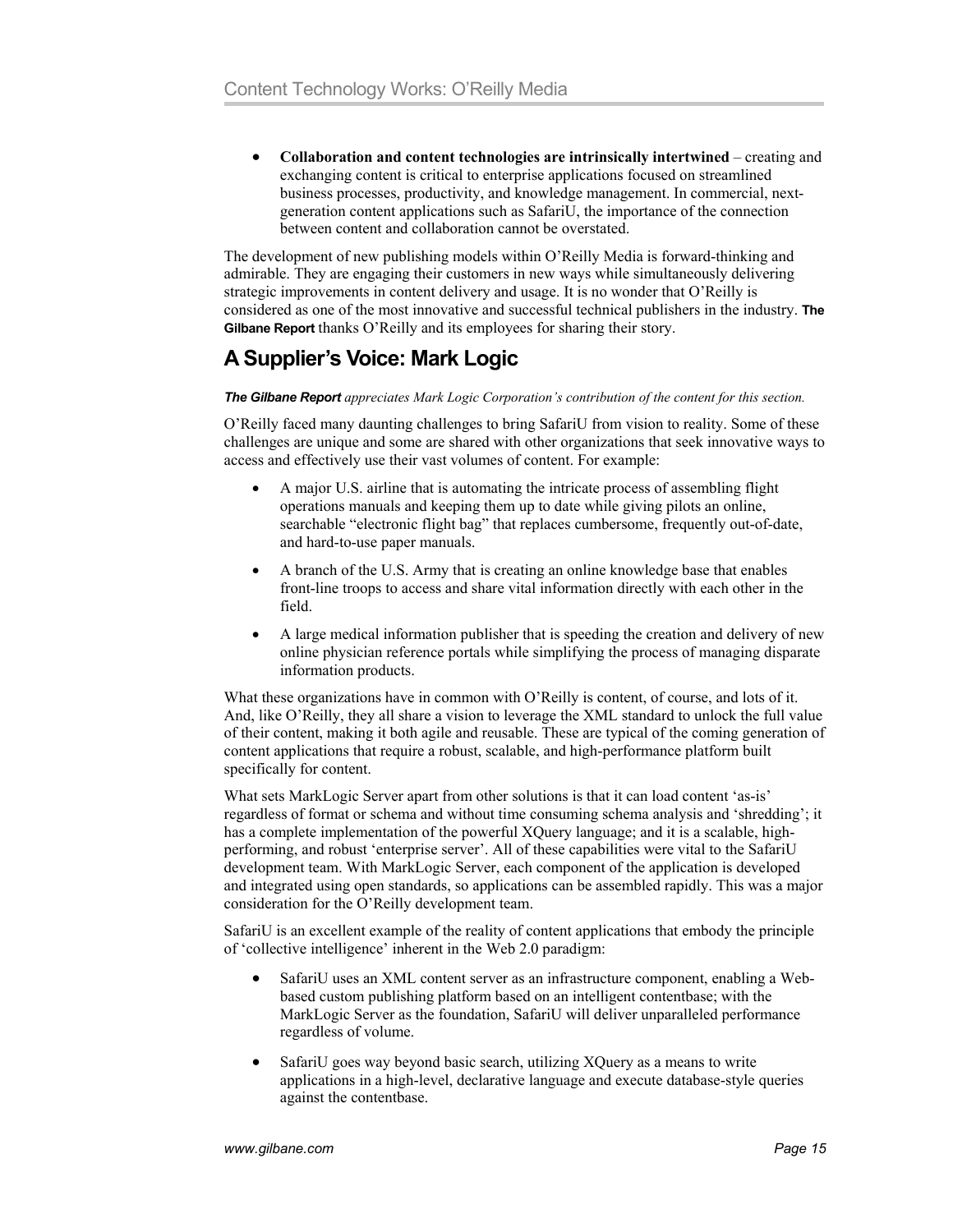- **Collaboration and content technologies are intrinsically intertwined** – creating and exchanging content is critical to enterprise applications focused on streamlined business processes, productivity, and knowledge management. In commercial, next-generation content applications such as SafariU, the importance of the connection between content and collaboration cannot be overstated.

The development of new publishing models within O'Reilly Media is forward-thinking and admirable. They are engaging their customers in new ways while simultaneously delivering strategic improvements in content delivery and usage. It is no wonder that O'Reilly is considered as one of the most innovative and successful technical publishers in the industry. **The Gilbane Report** thanks O'Reilly and its employees for sharing their story.

## A Supplier's Voice: Mark Logic

***The Gilbane Report*** *appreciates Mark Logic Corporation's contribution of the content for this section.*

O'Reilly faced many daunting challenges to bring SafariU from vision to reality. Some of these challenges are unique and some are shared with other organizations that seek innovative ways to access and effectively use their vast volumes of content. For example:

- A major U.S. airline that is automating the intricate process of assembling flight operations manuals and keeping them up to date while giving pilots an online, searchable "electronic flight bag" that replaces cumbersome, frequently out-of-date, and hard-to-use paper manuals.
- A branch of the U.S. Army that is creating an online knowledge base that enables front-line troops to access and share vital information directly with each other in the field.
- A large medical information publisher that is speeding the creation and delivery of new online physician reference portals while simplifying the process of managing disparate information products.

What these organizations have in common with O'Reilly is content, of course, and lots of it. And, like O'Reilly, they all share a vision to leverage the XML standard to unlock the full value of their content, making it both agile and reusable. These are typical of the coming generation of content applications that require a robust, scalable, and high-performance platform built specifically for content.

What sets MarkLogic Server apart from other solutions is that it can load content 'as-is' regardless of format or schema and without time consuming schema analysis and 'shredding'; it has a complete implementation of the powerful XQuery language; and it is a scalable, high-performing, and robust 'enterprise server'. All of these capabilities were vital to the SafariU development team. With MarkLogic Server, each component of the application is developed and integrated using open standards, so applications can be assembled rapidly. This was a major consideration for the O'Reilly development team.

SafariU is an excellent example of the reality of content applications that embody the principle of 'collective intelligence' inherent in the Web 2.0 paradigm:

- SafariU uses an XML content server as an infrastructure component, enabling a Web-based custom publishing platform based on an intelligent contentbase; with the MarkLogic Server as the foundation, SafariU will deliver unparalleled performance regardless of volume.
- SafariU goes way beyond basic search, utilizing XQuery as a means to write applications in a high-level, declarative language and execute database-style queries against the contentbase.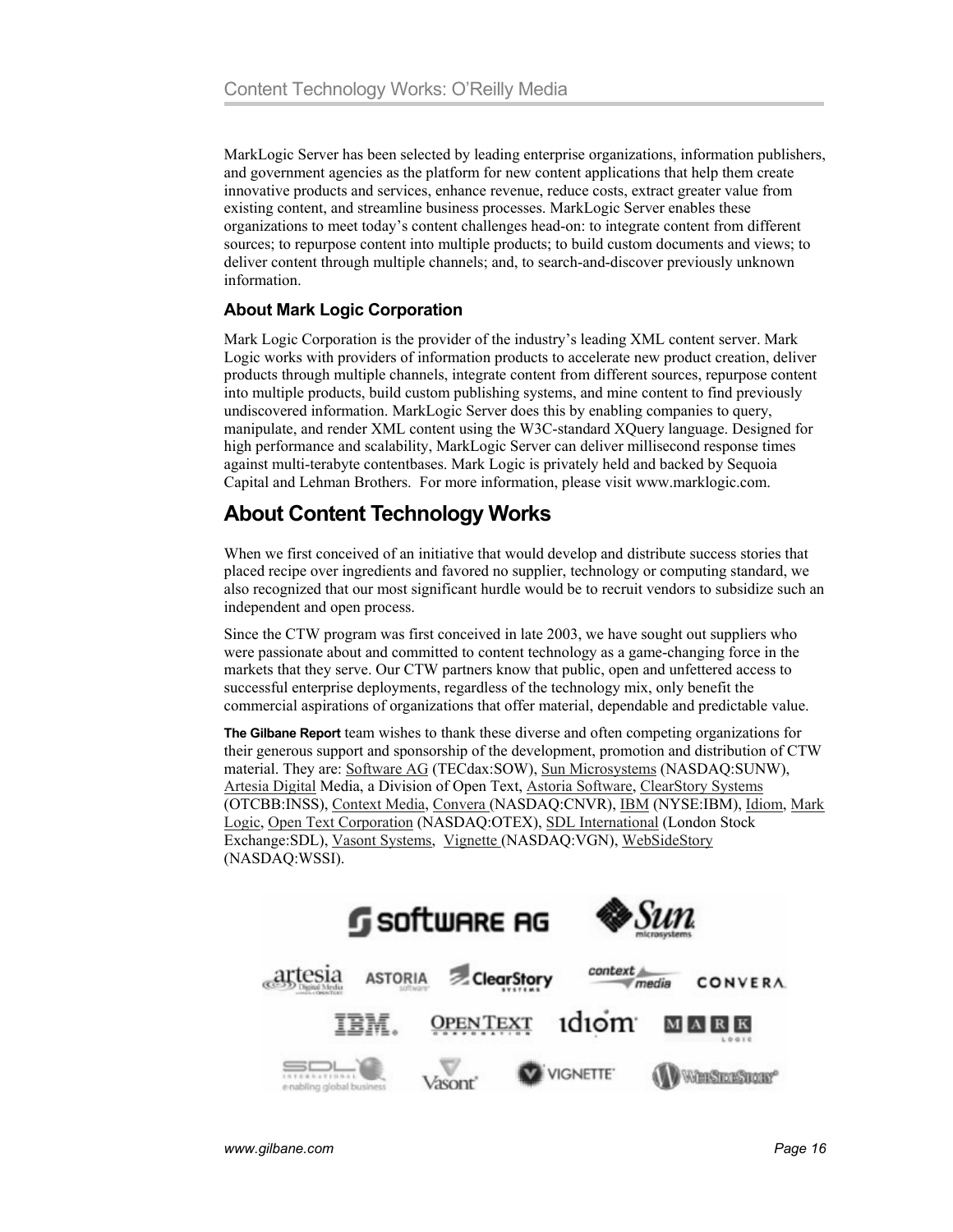MarkLogic Server has been selected by leading enterprise organizations, information publishers, and government agencies as the platform for new content applications that help them create innovative products and services, enhance revenue, reduce costs, extract greater value from existing content, and streamline business processes. MarkLogic Server enables these organizations to meet today's content challenges head-on: to integrate content from different sources; to repurpose content into multiple products; to build custom documents and views; to deliver content through multiple channels; and, to search-and-discover previously unknown information.

### About Mark Logic Corporation

Mark Logic Corporation is the provider of the industry's leading XML content server. Mark Logic works with providers of information products to accelerate new product creation, deliver products through multiple channels, integrate content from different sources, repurpose content into multiple products, build custom publishing systems, and mine content to find previously undiscovered information. MarkLogic Server does this by enabling companies to query, manipulate, and render XML content using the W3C-standard XQuery language. Designed for high performance and scalability, MarkLogic Server can deliver millisecond response times against multi-terabyte contentbases. Mark Logic is privately held and backed by Sequoia Capital and Lehman Brothers. For more information, please visit www.marklogic.com.

## About Content Technology Works

When we first conceived of an initiative that would develop and distribute success stories that placed recipe over ingredients and favored no supplier, technology or computing standard, we also recognized that our most significant hurdle would be to recruit vendors to subsidize such an independent and open process.

Since the CTW program was first conceived in late 2003, we have sought out suppliers who were passionate about and committed to content technology as a game-changing force in the markets that they serve. Our CTW partners know that public, open and unfettered access to successful enterprise deployments, regardless of the technology mix, only benefit the commercial aspirations of organizations that offer material, dependable and predictable value.

**The Gilbane Report** team wishes to thank these diverse and often competing organizations for their generous support and sponsorship of the development, promotion and distribution of CTW material. They are: Software AG (TECdax:SOW), Sun Microsystems (NASDAQ:SUNW), Artesia Digital Media, a Division of Open Text, Astoria Software, ClearStory Systems (OTCBB:INSS), Context Media, Convera (NASDAQ:CNVR), IBM (NYSE:IBM), Idiom, Mark Logic, Open Text Corporation (NASDAQ:OTEX), SDL International (London Stock Exchange:SDL), Vasont Systems, Vignette (NASDAQ:VGN), WebSideStory (NASDAQ:WSSI).